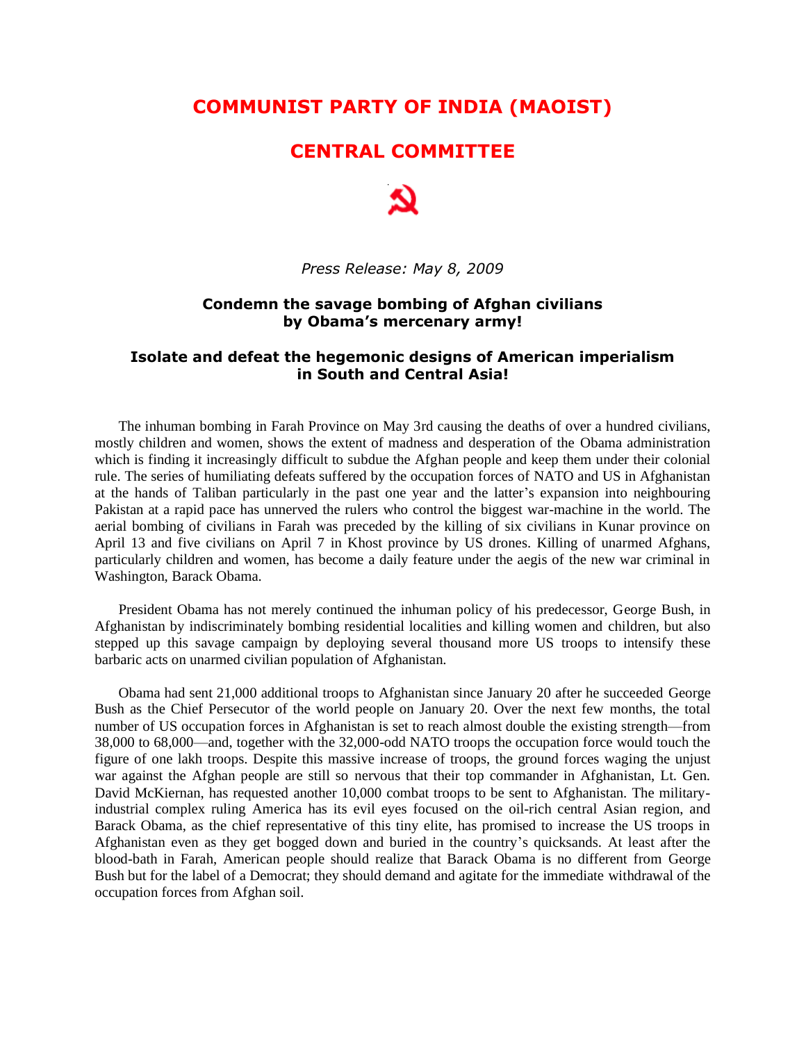# COMMUNIST PARTY OF INDIA (MAOIST)

# CENTRAL COMMITTEE

☭

*Press Release: May 8, 2009*

### Condemn the savage bombing of Afghan civilians by Obama's mercenary army!

### Isolate and defeat the hegemonic designs of American imperialism in South and Central Asia!

The inhuman bombing in Farah Province on May 3rd causing the deaths of over a hundred civilians, mostly children and women, shows the extent of madness and desperation of the Obama administration which is finding it increasingly difficult to subdue the Afghan people and keep them under their colonial rule. The series of humiliating defeats suffered by the occupation forces of NATO and US in Afghanistan at the hands of Taliban particularly in the past one year and the latter's expansion into neighbouring Pakistan at a rapid pace has unnerved the rulers who control the biggest war-machine in the world. The aerial bombing of civilians in Farah was preceded by the killing of six civilians in Kunar province on April 13 and five civilians on April 7 in Khost province by US drones. Killing of unarmed Afghans, particularly children and women, has become a daily feature under the aegis of the new war criminal in Washington, Barack Obama.

President Obama has not merely continued the inhuman policy of his predecessor, George Bush, in Afghanistan by indiscriminately bombing residential localities and killing women and children, but also stepped up this savage campaign by deploying several thousand more US troops to intensify these barbaric acts on unarmed civilian population of Afghanistan.

Obama had sent 21,000 additional troops to Afghanistan since January 20 after he succeeded George Bush as the Chief Persecutor of the world people on January 20. Over the next few months, the total number of US occupation forces in Afghanistan is set to reach almost double the existing strength—from 38,000 to 68,000—and, together with the 32,000-odd NATO troops the occupation force would touch the figure of one lakh troops. Despite this massive increase of troops, the ground forces waging the unjust war against the Afghan people are still so nervous that their top commander in Afghanistan, Lt. Gen. David McKiernan, has requested another 10,000 combat troops to be sent to Afghanistan. The military-industrial complex ruling America has its evil eyes focused on the oil-rich central Asian region, and Barack Obama, as the chief representative of this tiny elite, has promised to increase the US troops in Afghanistan even as they get bogged down and buried in the country's quicksands. At least after the blood-bath in Farah, American people should realize that Barack Obama is no different from George Bush but for the label of a Democrat; they should demand and agitate for the immediate withdrawal of the occupation forces from Afghan soil.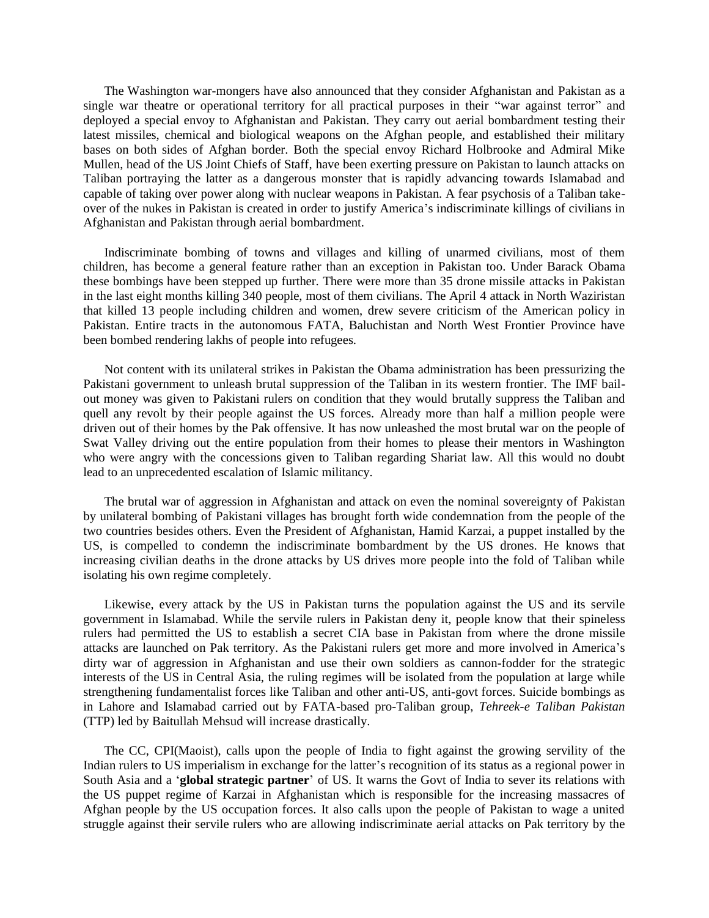The Washington war-mongers have also announced that they consider Afghanistan and Pakistan as a single war theatre or operational territory for all practical purposes in their "war against terror" and deployed a special envoy to Afghanistan and Pakistan. They carry out aerial bombardment testing their latest missiles, chemical and biological weapons on the Afghan people, and established their military bases on both sides of Afghan border. Both the special envoy Richard Holbrooke and Admiral Mike Mullen, head of the US Joint Chiefs of Staff, have been exerting pressure on Pakistan to launch attacks on Taliban portraying the latter as a dangerous monster that is rapidly advancing towards Islamabad and capable of taking over power along with nuclear weapons in Pakistan. A fear psychosis of a Taliban take-over of the nukes in Pakistan is created in order to justify America's indiscriminate killings of civilians in Afghanistan and Pakistan through aerial bombardment.

Indiscriminate bombing of towns and villages and killing of unarmed civilians, most of them children, has become a general feature rather than an exception in Pakistan too. Under Barack Obama these bombings have been stepped up further. There were more than 35 drone missile attacks in Pakistan in the last eight months killing 340 people, most of them civilians. The April 4 attack in North Waziristan that killed 13 people including children and women, drew severe criticism of the American policy in Pakistan. Entire tracts in the autonomous FATA, Baluchistan and North West Frontier Province have been bombed rendering lakhs of people into refugees.

Not content with its unilateral strikes in Pakistan the Obama administration has been pressurizing the Pakistani government to unleash brutal suppression of the Taliban in its western frontier. The IMF bail-out money was given to Pakistani rulers on condition that they would brutally suppress the Taliban and quell any revolt by their people against the US forces. Already more than half a million people were driven out of their homes by the Pak offensive. It has now unleashed the most brutal war on the people of Swat Valley driving out the entire population from their homes to please their mentors in Washington who were angry with the concessions given to Taliban regarding Shariat law. All this would no doubt lead to an unprecedented escalation of Islamic militancy.

The brutal war of aggression in Afghanistan and attack on even the nominal sovereignty of Pakistan by unilateral bombing of Pakistani villages has brought forth wide condemnation from the people of the two countries besides others. Even the President of Afghanistan, Hamid Karzai, a puppet installed by the US, is compelled to condemn the indiscriminate bombardment by the US drones. He knows that increasing civilian deaths in the drone attacks by US drives more people into the fold of Taliban while isolating his own regime completely.

Likewise, every attack by the US in Pakistan turns the population against the US and its servile government in Islamabad. While the servile rulers in Pakistan deny it, people know that their spineless rulers had permitted the US to establish a secret CIA base in Pakistan from where the drone missile attacks are launched on Pak territory. As the Pakistani rulers get more and more involved in America's dirty war of aggression in Afghanistan and use their own soldiers as cannon-fodder for the strategic interests of the US in Central Asia, the ruling regimes will be isolated from the population at large while strengthening fundamentalist forces like Taliban and other anti-US, anti-govt forces. Suicide bombings as in Lahore and Islamabad carried out by FATA-based pro-Taliban group, *Tehreek-e Taliban Pakistan* (TTP) led by Baitullah Mehsud will increase drastically.

The CC, CPI(Maoist), calls upon the people of India to fight against the growing servility of the Indian rulers to US imperialism in exchange for the latter's recognition of its status as a regional power in South Asia and a '**global strategic partner**' of US. It warns the Govt of India to sever its relations with the US puppet regime of Karzai in Afghanistan which is responsible for the increasing massacres of Afghan people by the US occupation forces. It also calls upon the people of Pakistan to wage a united struggle against their servile rulers who are allowing indiscriminate aerial attacks on Pak territory by the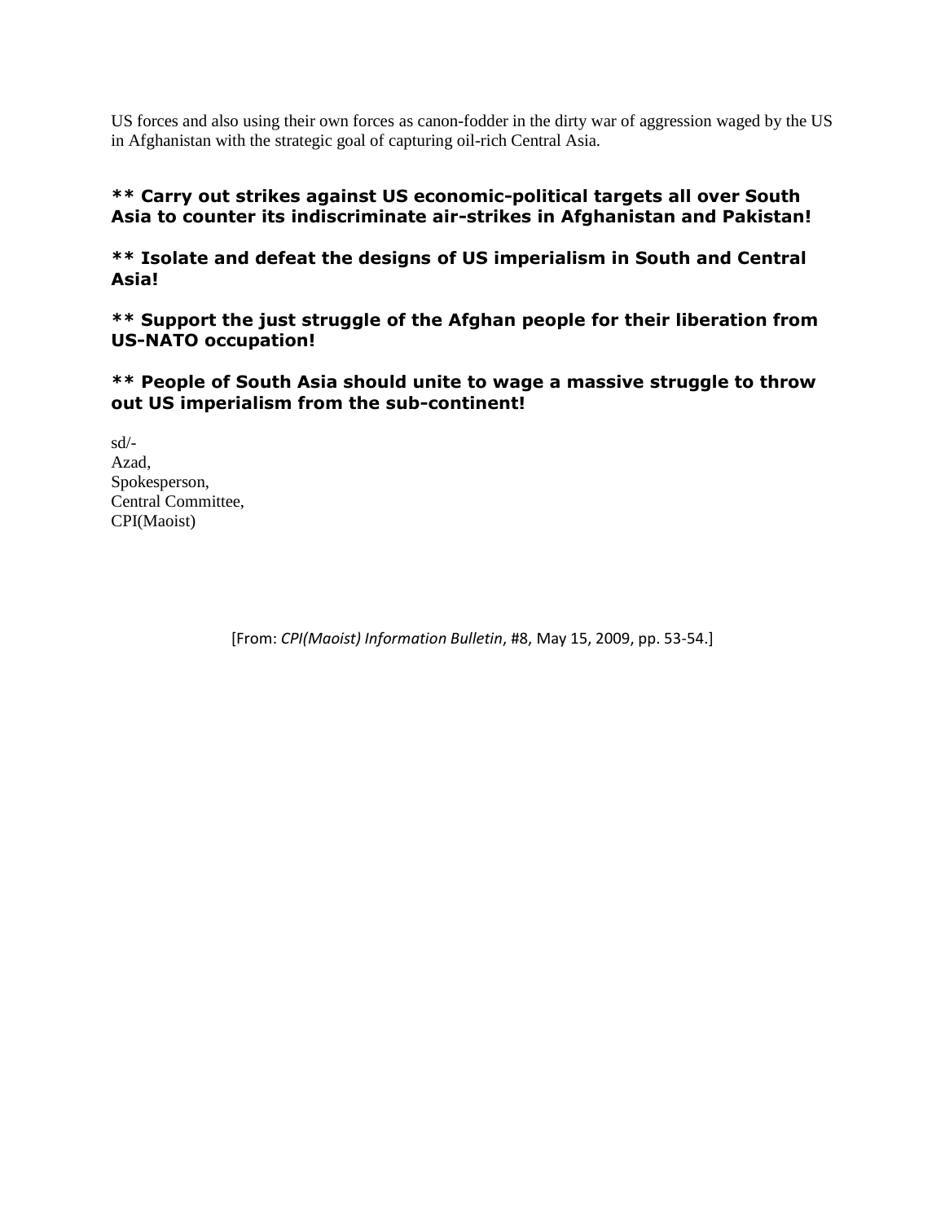US forces and also using their own forces as canon-fodder in the dirty war of aggression waged by the US in Afghanistan with the strategic goal of capturing oil-rich Central Asia.

**** Carry out strikes against US economic-political targets all over South Asia to counter its indiscriminate air-strikes in Afghanistan and Pakistan!**

**** Isolate and defeat the designs of US imperialism in South and Central Asia!**

**** Support the just struggle of the Afghan people for their liberation from US-NATO occupation!**

**** People of South Asia should unite to wage a massive struggle to throw out US imperialism from the sub-continent!**

sd/-
Azad,
Spokesperson,
Central Committee,
CPI(Maoist)

[From: *CPI(Maoist) Information Bulletin*, #8, May 15, 2009, pp. 53-54.]